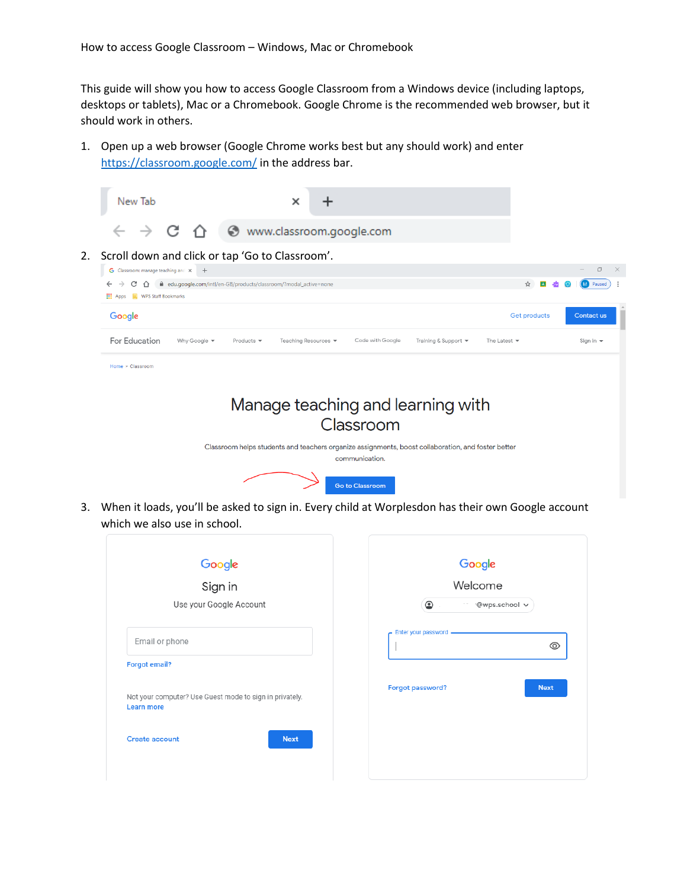How to access Google Classroom – Windows, Mac or Chromebook

This guide will show you how to access Google Classroom from a Windows device (including laptops, desktops or tablets), Mac or a Chromebook. Google Chrome is the recommended web browser, but it should work in others.

1. Open up a web browser (Google Chrome works best but any should work) and enter https://classroom.google.com/ in the address bar.
2. Scroll down and click or tap 'Go to Classroom'.
3. When it loads, you'll be asked to sign in. Every child at Worplesdon has their own Google account which we also use in school.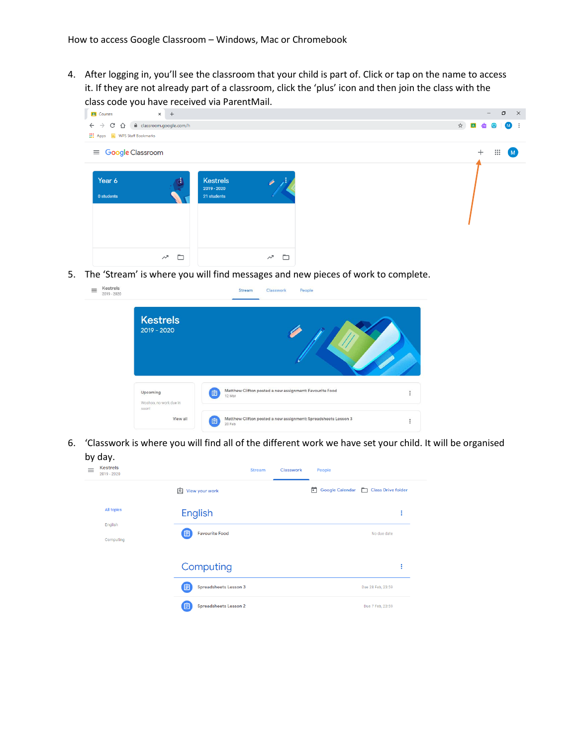4. After logging in, you'll see the classroom that your child is part of. Click or tap on the name to access it. If they are not already part of a classroom, click the 'plus' icon and then join the class with the class code you have received via ParentMail.

5. The 'Stream' is where you will find messages and new pieces of work to complete.

6. 'Classwork is where you will find all of the different work we have set your child. It will be organised by day.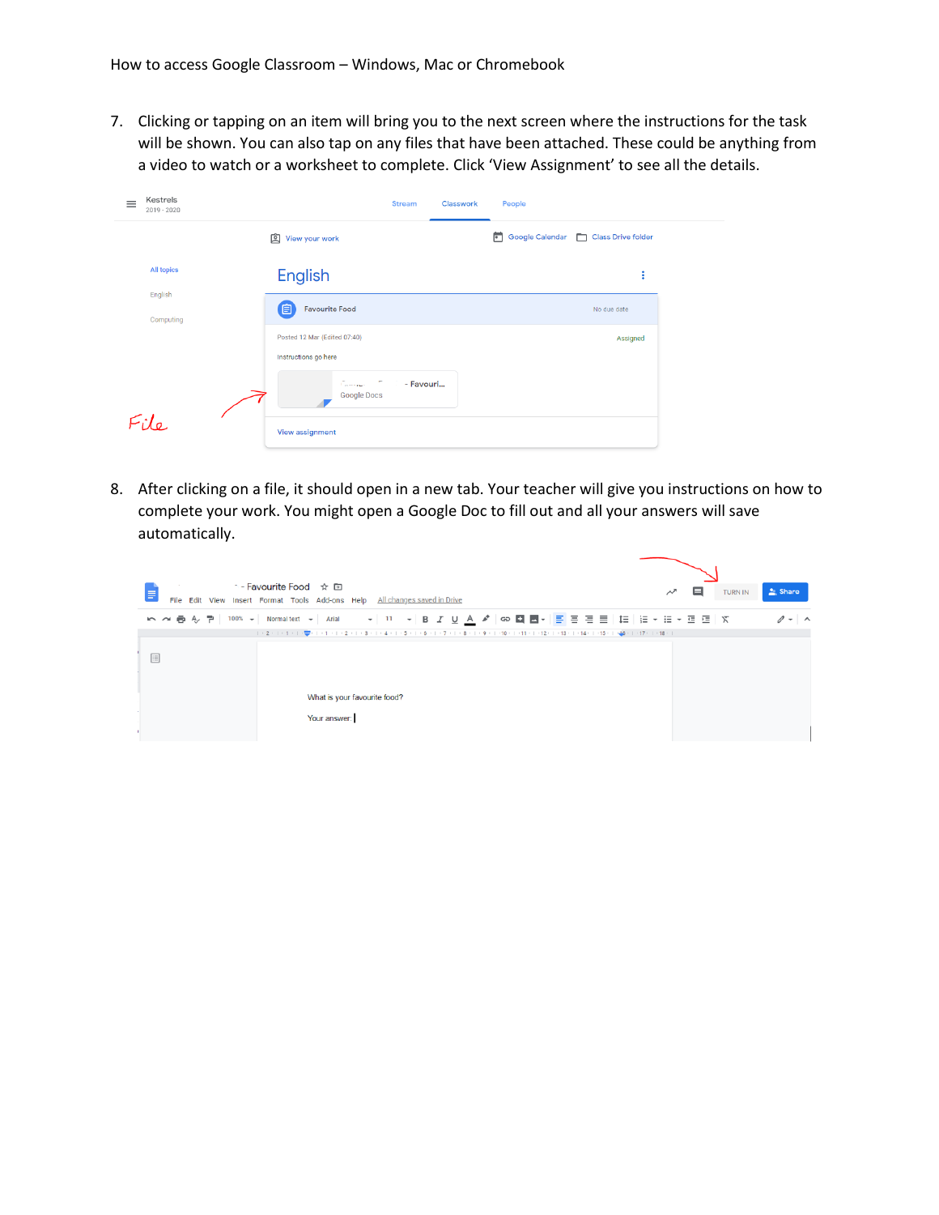7. Clicking or tapping on an item will bring you to the next screen where the instructions for the task will be shown. You can also tap on any files that have been attached. These could be anything from a video to watch or a worksheet to complete. Click 'View Assignment' to see all the details.

8. After clicking on a file, it should open in a new tab. Your teacher will give you instructions on how to complete your work. You might open a Google Doc to fill out and all your answers will save automatically.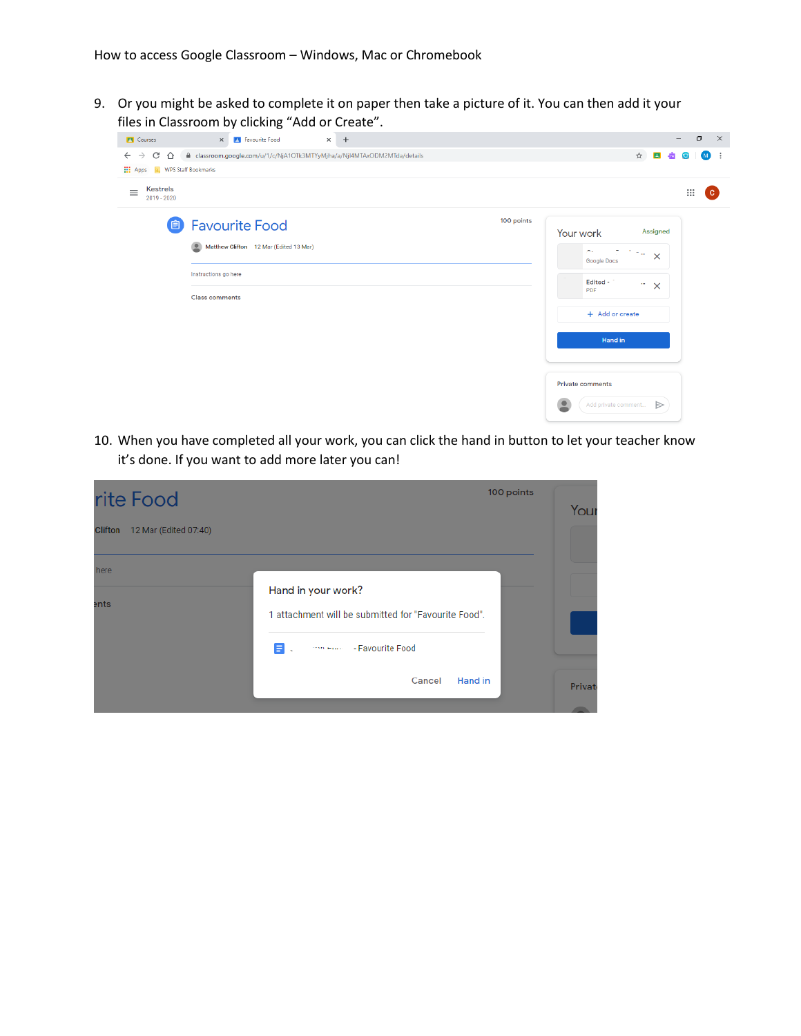9. Or you might be asked to complete it on paper then take a picture of it. You can then add it your files in Classroom by clicking "Add or Create".

10. When you have completed all your work, you can click the hand in button to let your teacher know it's done. If you want to add more later you can!